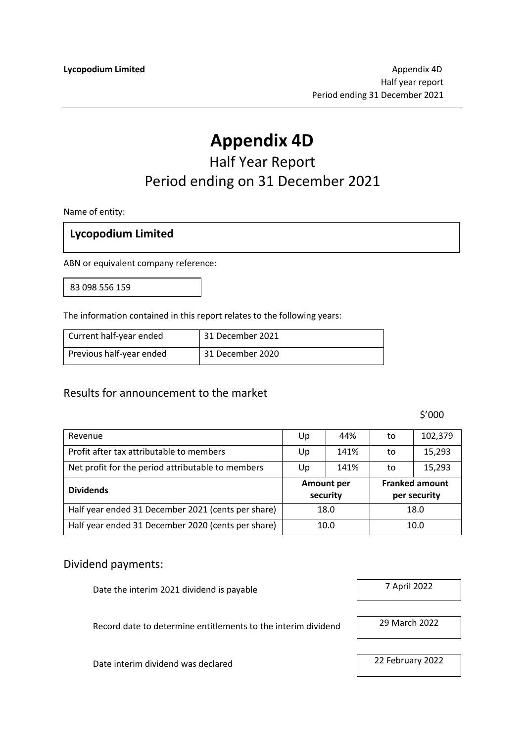# Appendix 4D

## Half Year Report

## Period ending on 31 December 2021

Name of entity:

**Lycopodium Limited**

ABN or equivalent company reference:

83 098 556 159

The information contained in this report relates to the following years:

| Current half-year ended | 31 December 2021 |
| --- | --- |
| Previous half-year ended | 31 December 2020 |

### Results for announcement to the market

$'000

| | | | | |
| --- | --- | --- | --- | --- |
| Revenue | Up | 44% | to | 102,379 |
| Profit after tax attributable to members | Up | 141% | to | 15,293 |
| Net profit for the period attributable to members | Up | 141% | to | 15,293 |

| **Dividends** | **Amount per security** | **Franked amount per security** |
| --- | --- | --- |
| Half year ended 31 December 2021 (cents per share) | 18.0 | 18.0 |
| Half year ended 31 December 2020 (cents per share) | 10.0 | 10.0 |

### Dividend payments:

| | |
| --- | --- |
| Date the interim 2021 dividend is payable | 7 April 2022 |
| Record date to determine entitlements to the interim dividend | 29 March 2022 |
| Date interim dividend was declared | 22 February 2022 |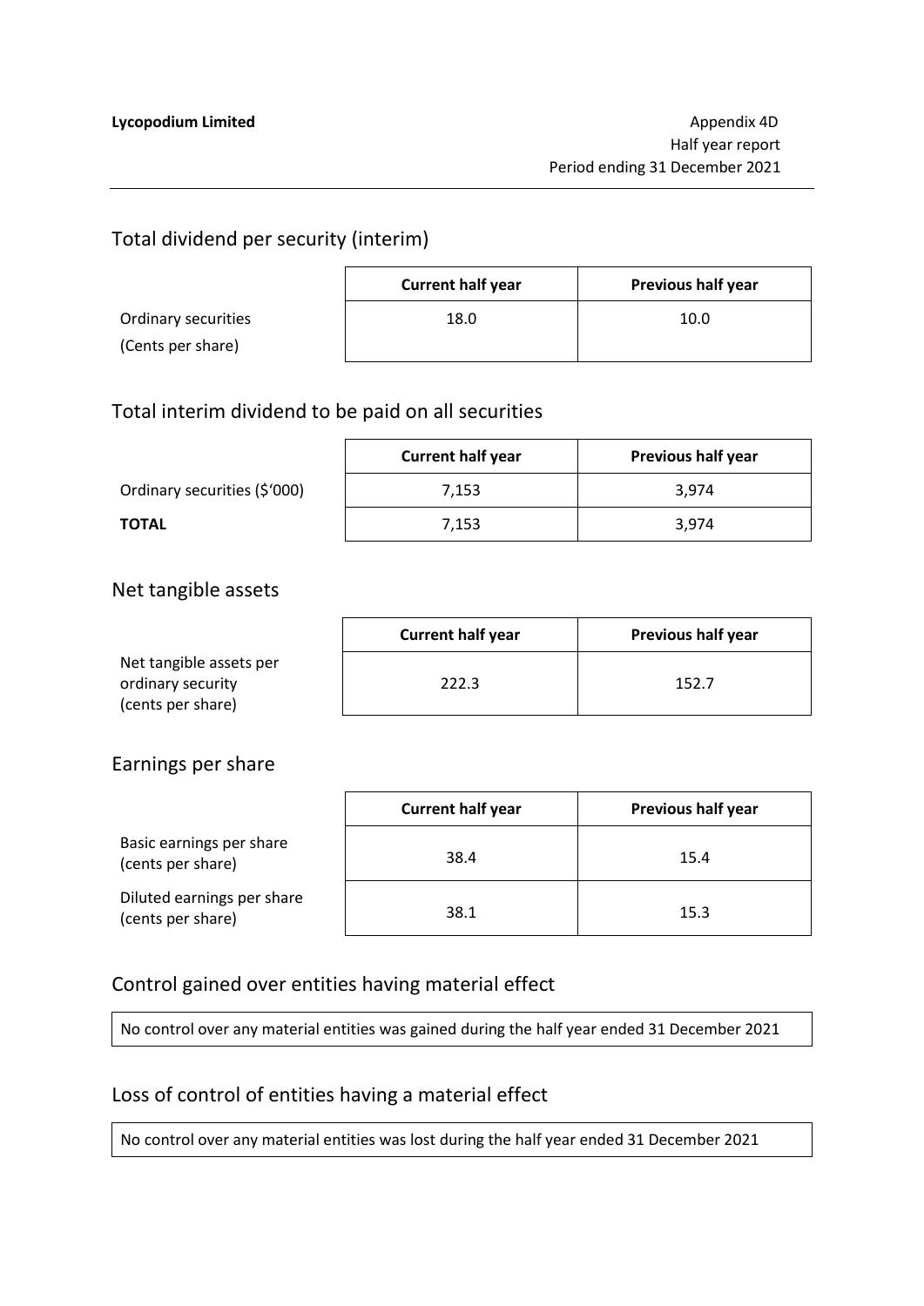## Total dividend per security (interim)

| | Current half year | Previous half year |
|---|---|---|
| Ordinary securities (Cents per share) | 18.0 | 10.0 |

## Total interim dividend to be paid on all securities

| | Current half year | Previous half year |
|---|---|---|
| Ordinary securities ($'000) | 7,153 | 3,974 |
| **TOTAL** | 7,153 | 3,974 |

## Net tangible assets

| | Current half year | Previous half year |
|---|---|---|
| Net tangible assets per ordinary security (cents per share) | 222.3 | 152.7 |

## Earnings per share

| | Current half year | Previous half year |
|---|---|---|
| Basic earnings per share (cents per share) | 38.4 | 15.4 |
| Diluted earnings per share (cents per share) | 38.1 | 15.3 |

## Control gained over entities having material effect

No control over any material entities was gained during the half year ended 31 December 2021

## Loss of control of entities having a material effect

No control over any material entities was lost during the half year ended 31 December 2021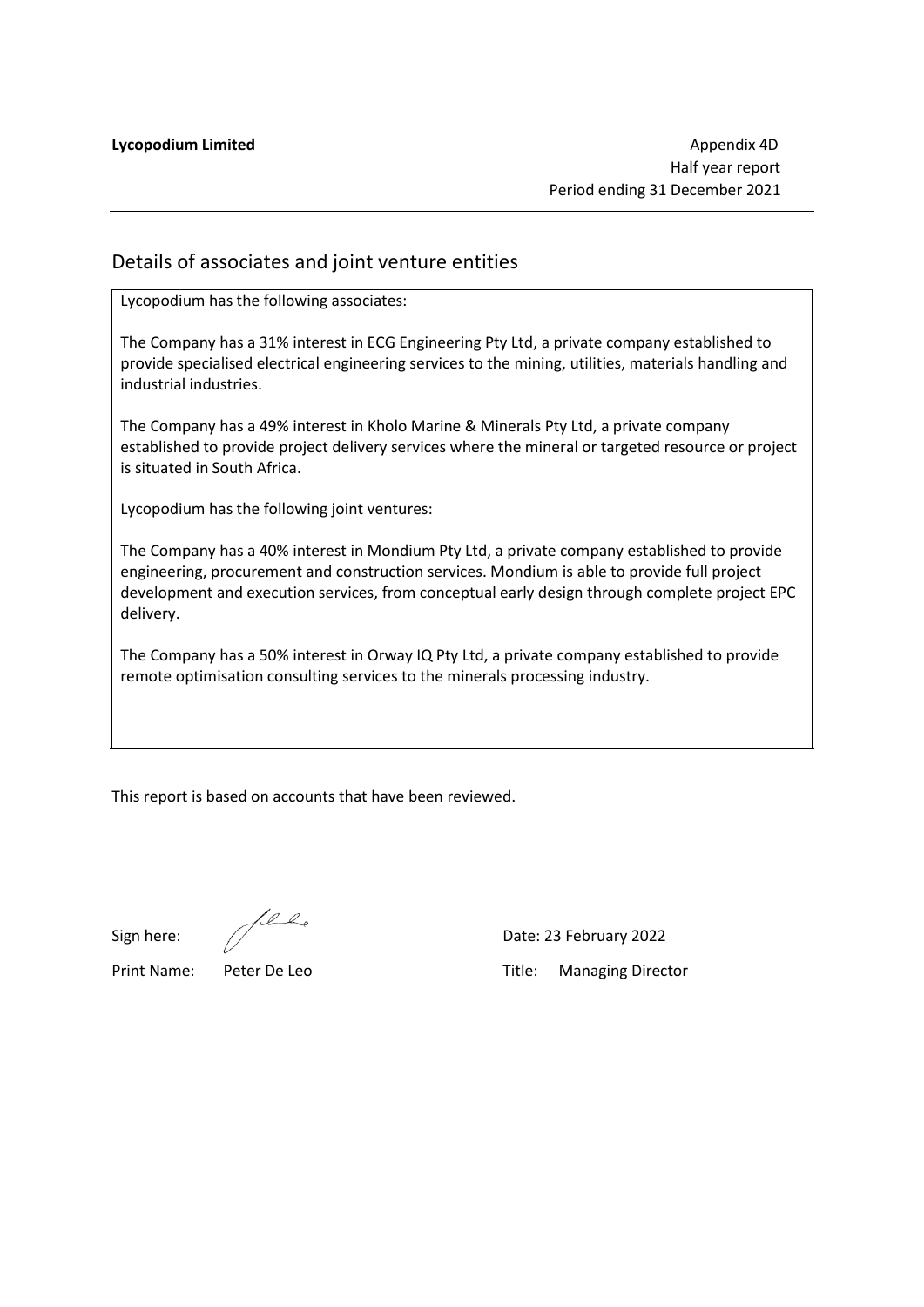**Lycopodium Limited**

Appendix 4D
Half year report
Period ending 31 December 2021

## Details of associates and joint venture entities

Lycopodium has the following associates:

The Company has a 31% interest in ECG Engineering Pty Ltd, a private company established to provide specialised electrical engineering services to the mining, utilities, materials handling and industrial industries.

The Company has a 49% interest in Kholo Marine & Minerals Pty Ltd, a private company established to provide project delivery services where the mineral or targeted resource or project is situated in South Africa.

Lycopodium has the following joint ventures:

The Company has a 40% interest in Mondium Pty Ltd, a private company established to provide engineering, procurement and construction services. Mondium is able to provide full project development and execution services, from conceptual early design through complete project EPC delivery.

The Company has a 50% interest in Orway IQ Pty Ltd, a private company established to provide remote optimisation consulting services to the minerals processing industry.

This report is based on accounts that have been reviewed.

Sign here:

Date: 23 February 2022

Print Name: Peter De Leo

Title: Managing Director